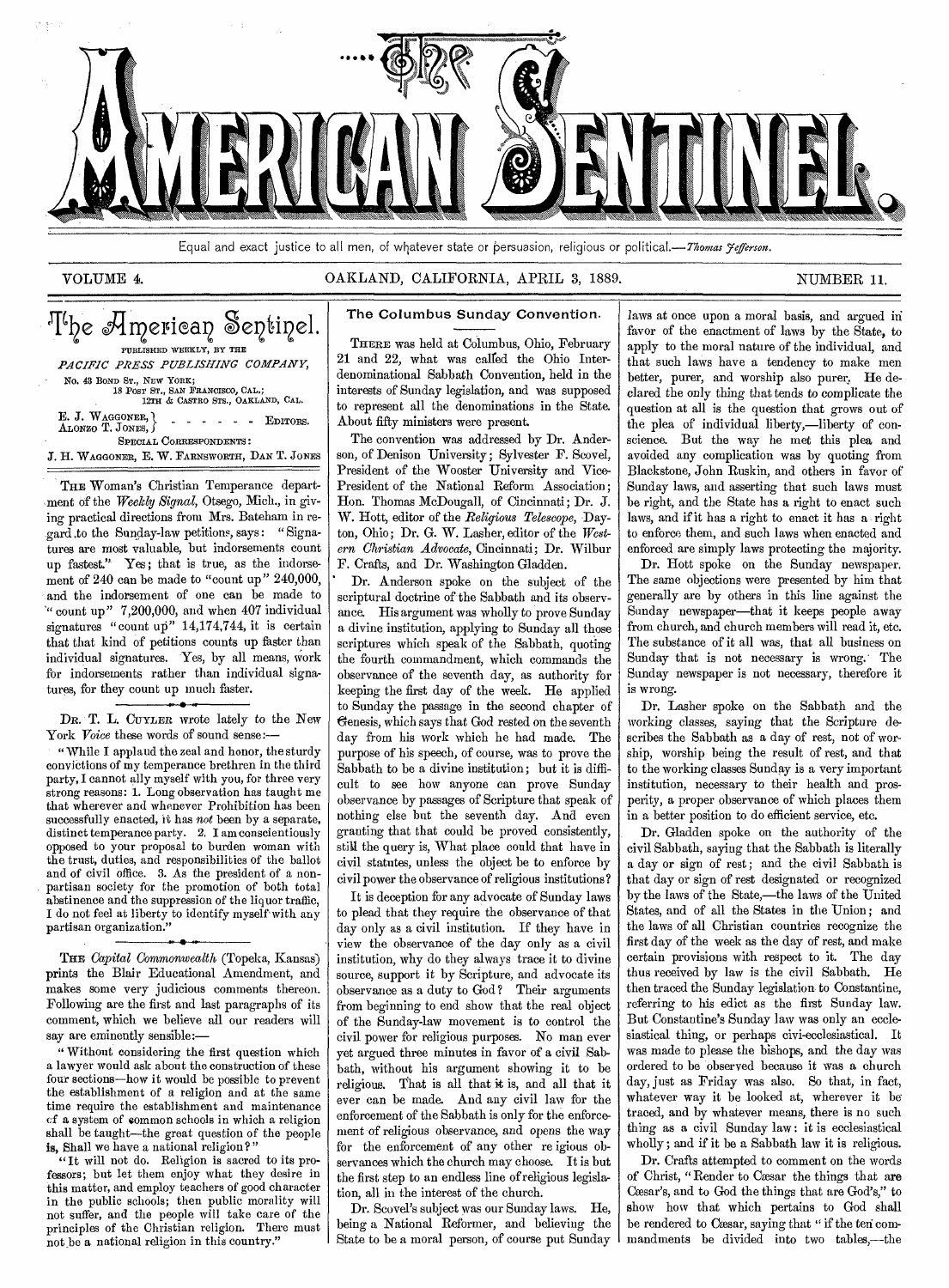# THE AMERICAN SENTINEL.

Equal and exact justice to all men, of whatever state or persuasion, religious or political.—*Thomas Jefferson.*

VOLUME 4. OAKLAND, CALIFORNIA, APRIL 3, 1889. NUMBER 11.

## The American Sentinel.

PUBLISHED WEEKLY, BY THE

*PACIFIC PRESS PUBLISHING COMPANY,*

No. 43 BOND ST., NEW YORK;
18 POST ST., SAN FRANCISCO, CAL.;
12TH & CASTRO STS., OAKLAND, CAL.

E. J. WAGGONER, ALONZO T. JONES, - - - - - - EDITORS.

SPECIAL CORRESPONDENTS:

J. H. WAGGONER, E. W. FARNSWORTH, DAN T. JONES

THE Woman's Christian Temperance department of the *Weekly Signal*, Otsego, Mich., in giving practical directions from Mrs. Bateham in regard to the Sunday-law petitions, says: "Signatures are most valuable, but indorsements count up fastest." Yes; that is true, as the indorsement of 240 can be made to "count up" 240,000, and the indorsement of one can be made to "count up" 7,200,000, and when 407 individual signatures "count up" 14,174,744, it is certain that that kind of petitions counts up faster than individual signatures. Yes, by all means, work for indorsements rather than individual signatures, for they count up much faster.

DR. T. L. CUYLER wrote lately to the New York *Voice* these words of sound sense:—

"While I applaud the zeal and honor, the sturdy convictions of my temperance brethren in the third party, I cannot ally myself with you, for three very strong reasons: 1. Long observation has taught me that wherever and whenever Prohibition has been successfully enacted, it has *not* been by a separate, distinct temperance party. 2. I am conscientiously opposed to your proposal to burden woman with the trust, duties, and responsibilities of the ballot and of civil office. 3. As the president of a non-partisan society for the promotion of both total abstinence and the suppression of the liquor traffic, I do not feel at liberty to identify myself with any partisan organization."

THE *Capital Commonwealth* (Topeka, Kansas) prints the Blair Educational Amendment, and makes some very judicious comments thereon. Following are the first and last paragraphs of its comment, which we believe all our readers will say are eminently sensible:—

"Without considering the first question which a lawyer would ask about the construction of these four sections—how it would be possible to prevent the establishment of a religion and at the same time require the establishment and maintenance of a system of common schools in which a religion shall be taught—the great question of the people is, Shall we have a national religion?"

"It will not do. Religion is sacred to its professors; but let them enjoy what they desire in this matter, and employ teachers of good character in the public schools; then public morality will not suffer, and the people will take care of the principles of the Christian religion. There must not be a national religion in this country."

## The Columbus Sunday Convention.

THERE was held at Columbus, Ohio, February 21 and 22, what was called the Ohio Inter-denominational Sabbath Convention, held in the interests of Sunday legislation, and was supposed to represent all the denominations in the State. About fifty ministers were present.

The convention was addressed by Dr. Anderson, of Denison University; Sylvester F. Scovel, President of the Wooster University and Vice-President of the National Reform Association; Hon. Thomas McDougall, of Cincinnati; Dr. J. W. Hott, editor of the *Religious Telescope*, Dayton, Ohio; Dr. G. W. Lasher, editor of the *Western Christian Advocate*, Cincinnati; Dr. Wilbur F. Crafts, and Dr. Washington Gladden.

Dr. Anderson spoke on the subject of the scriptural doctrine of the Sabbath and its observance. His argument was wholly to prove Sunday a divine institution, applying to Sunday all those scriptures which speak of the Sabbath, quoting the fourth commandment, which commands the observance of the seventh day, as authority for keeping the first day of the week. He applied to Sunday the passage in the second chapter of Genesis, which says that God rested on the seventh day from his work which he had made. The purpose of his speech, of course, was to prove the Sabbath to be a divine institution; but it is difficult to see how anyone can prove Sunday observance by passages of Scripture that speak of nothing else but the seventh day. And even granting that that could be proved consistently, still the query is, What place could that have in civil statutes, unless the object be to enforce by civil power the observance of religious institutions?

It is deception for any advocate of Sunday laws to plead that they require the observance of that day only as a civil institution. If they have in view the observance of the day only as a civil institution, why do they always trace it to divine source, support it by Scripture, and advocate its observance as a duty to God? Their arguments from beginning to end show that the real object of the Sunday-law movement is to control the civil power for religious purposes. No man ever yet argued three minutes in favor of a civil Sabbath, without his argument showing it to be religious. That is all that it is, and all that it ever can be made. And any civil law for the enforcement of the Sabbath is only for the enforcement of religious observance, and opens the way for the enforcement of any other religious observances which the church may choose. It is but the first step to an endless line of religious legislation, all in the interest of the church.

Dr. Scovel's subject was our Sunday laws. He, being a National Reformer, and believing the State to be a moral person, of course put Sunday laws at once upon a moral basis, and argued in favor of the enactment of laws by the State, to apply to the moral nature of the individual, and that such laws have a tendency to make men better, purer, and worship also purer. He declared the only thing that tends to complicate the question at all is the question that grows out of the plea of individual liberty,—liberty of conscience. But the way he met this plea and avoided any complication was by quoting from Blackstone, John Ruskin, and others in favor of Sunday laws, and asserting that such laws must be right, and the State has a right to enact such laws, and if it has a right to enact it has a right to enforce them, and such laws when enacted and enforced are simply laws protecting the majority.

Dr. Hott spoke on the Sunday newspaper. The same objections were presented by him that generally are by others in this line against the Sunday newspaper—that it keeps people away from church, and church members will read it, etc. The substance of it all was, that all business on Sunday that is not necessary is wrong. The Sunday newspaper is not necessary, therefore it is wrong.

Dr. Lasher spoke on the Sabbath and the working classes, saying that the Scripture describes the Sabbath as a day of rest, not of worship, worship being the result of rest, and that to the working classes Sunday is a very important institution, necessary to their health and prosperity, a proper observance of which places them in a better position to do efficient service, etc.

Dr. Gladden spoke on the authority of the civil Sabbath, saying that the Sabbath is literally a day or sign of rest; and the civil Sabbath is that day or sign of rest designated or recognized by the laws of the State,—the laws of the United States, and of all the States in the Union; and the laws of all Christian countries recognize the first day of the week as the day of rest, and make certain provisions with respect to it. The day thus received by law is the civil Sabbath. He then traced the Sunday legislation to Constantine, referring to his edict as the first Sunday law. But Constantine's Sunday law was only an ecclesiastical thing, or perhaps civi-ecclesiastical. It was made to please the bishops, and the day was ordered to be observed because it was a church day, just as Friday was also. So that, in fact, whatever way it be looked at, wherever it be traced, and by whatever means, there is no such thing as a civil Sunday law: it is ecclesiastical wholly; and if it be a Sabbath law it is religious.

Dr. Crafts attempted to comment on the words of Christ, "Render to Cæsar the things that are Cæsar's, and to God the things that are God's," to show how that which pertains to God shall be rendered to Cæsar, saying that "if the ten commandments be divided into two tables,—the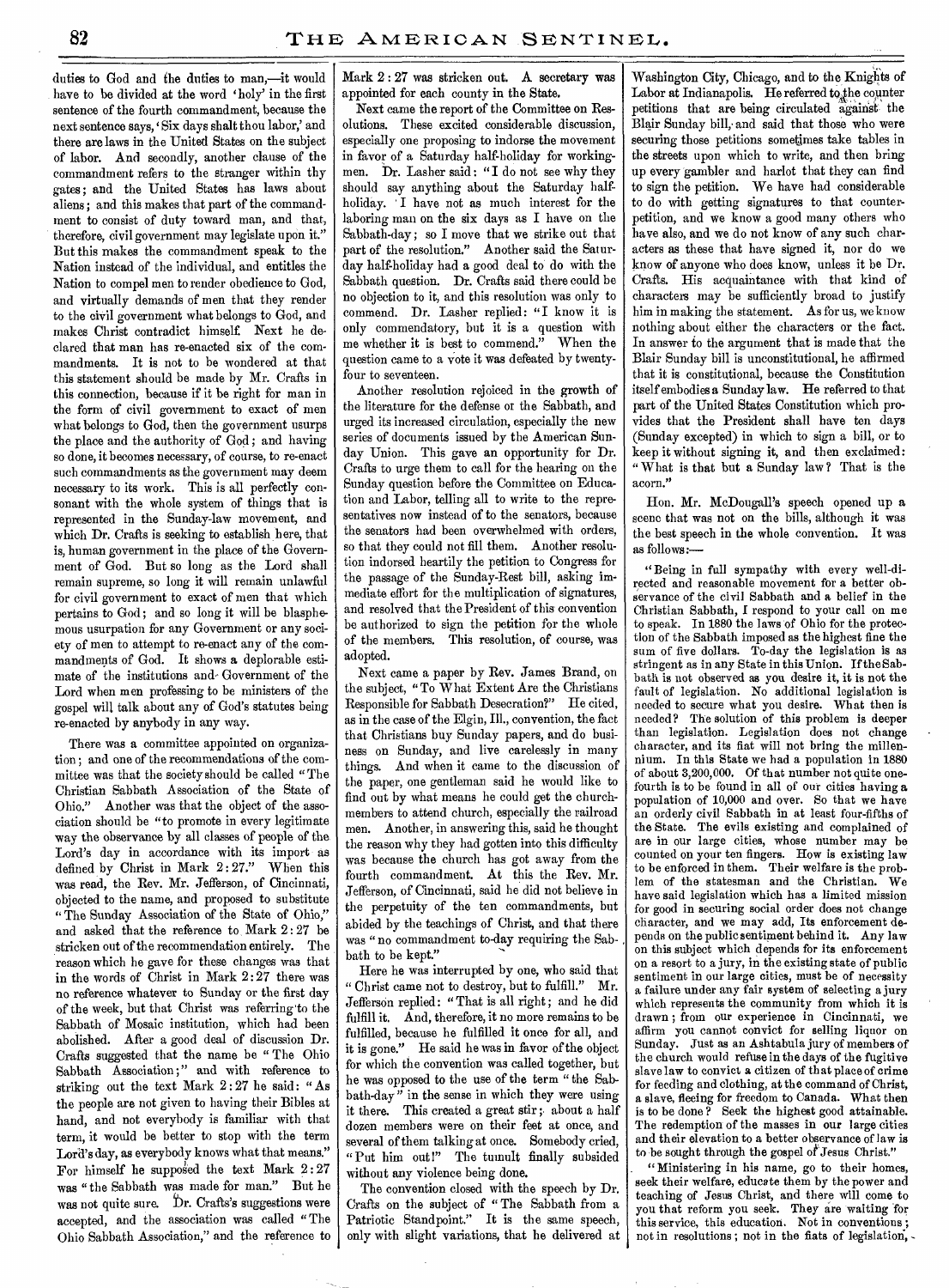duties to God and the duties to man,—it would have to be divided at the word 'holy' in the first sentence of the fourth commandment, because the next sentence says, 'Six days shalt thou labor,' and there are laws in the United States on the subject of labor. And secondly, another clause of the commandment refers to the stranger within thy gates; and the United States has laws about aliens; and this makes that part of the commandment to consist of duty toward man, and that, therefore, civil government may legislate upon it." But this makes the commandment speak to the Nation instead of the individual, and entitles the Nation to compel men to render obedience to God, and virtually demands of men that they render to the civil government what belongs to God, and makes Christ contradict himself. Next he declared that man has re-enacted six of the commandments. It is not to be wondered at that this statement should be made by Mr. Crafts in this connection, because if it be right for man in the form of civil government to exact of men what belongs to God, then the government usurps the place and the authority of God; and having so done, it becomes necessary, of course, to re-enact such commandments as the government may deem necessary to its work. This is all perfectly consonant with the whole system of things that is represented in the Sunday-law movement, and which Dr. Crafts is seeking to establish here, that is, human government in the place of the Government of God. But so long as the Lord shall remain supreme, so long it will remain unlawful for civil government to exact of men that which pertains to God; and so long it will be blasphemous usurpation for any Government or any society of men to attempt to re-enact any of the commandments of God. It shows a deplorable estimate of the institutions and Government of the Lord when men professing to be ministers of the gospel will talk about any of God's statutes being re-enacted by anybody in any way.

There was a committee appointed on organization; and one of the recommendations of the committee was that the society should be called "The Christian Sabbath Association of the State of Ohio." Another was that the object of the association should be "to promote in every legitimate way the observance by all classes of people of the Lord's day in accordance with its import as defined by Christ in Mark 2:27." When this was read, the Rev. Mr. Jefferson, of Cincinnati, objected to the name, and proposed to substitute "The Sunday Association of the State of Ohio," and asked that the reference to Mark 2:27 be stricken out of the recommendation entirely. The reason which he gave for these changes was that in the words of Christ in Mark 2:27 there was no reference whatever to Sunday or the first day of the week, but that Christ was referring to the Sabbath of Mosaic institution, which had been abolished. After a good deal of discussion Dr. Crafts suggested that the name be "The Ohio Sabbath Association;" and with reference to striking out the text Mark 2:27 he said: "As the people are not given to having their Bibles at hand, and not everybody is familiar with that term, it would be better to stop with the term Lord's day, as everybody knows what that means." For himself he supposed the text Mark 2:27 was "the Sabbath was made for man." But he was not quite sure. Dr. Crafts's suggestions were accepted, and the association was called "The Ohio Sabbath Association," and the reference to Mark 2:27 was stricken out. A secretary was appointed for each county in the State.

Next came the report of the Committee on Resolutions. These excited considerable discussion, especially one proposing to indorse the movement in favor of a Saturday half-holiday for workingmen. Dr. Lasher said: "I do not see why they should say anything about the Saturday half-holiday. I have not as much interest for the laboring man on the six days as I have on the Sabbath-day; so I move that we strike out that part of the resolution." Another said the Saturday half-holiday had a good deal to do with the Sabbath question. Dr. Crafts said there could be no objection to it, and this resolution was only to commend. Dr. Lasher replied: "I know it is only commendatory, but it is a question with me whether it is best to commend." When the question came to a vote it was defeated by twenty-four to seventeen.

Another resolution rejoiced in the growth of the literature for the defense of the Sabbath, and urged its increased circulation, especially the new series of documents issued by the American Sunday Union. This gave an opportunity for Dr. Crafts to urge them to call for the hearing on the Sunday question before the Committee on Education and Labor, telling all to write to the representatives now instead of to the senators, because the senators had been overwhelmed with orders, so that they could not fill them. Another resolution indorsed heartily the petition to Congress for the passage of the Sunday-Rest bill, asking immediate effort for the multiplication of signatures, and resolved that the President of this convention be authorized to sign the petition for the whole of the members. This resolution, of course, was adopted.

Next came a paper by Rev. James Brand, on the subject, "To What Extent Are the Christians Responsible for Sabbath Desecration?" He cited, as in the case of the Elgin, Ill., convention, the fact that Christians buy Sunday papers, and do business on Sunday, and live carelessly in many things. And when it came to the discussion of the paper, one gentleman said he would like to find out by what means he could get the church-members to attend church, especially the railroad men. Another, in answering this, said he thought the reason why they had gotten into this difficulty was because the church has got away from the fourth commandment. At this the Rev. Mr. Jefferson, of Cincinnati, said he did not believe in the perpetuity of the ten commandments, but abided by the teachings of Christ, and that there was "no commandment to-day requiring the Sabbath to be kept."

Here he was interrupted by one, who said that "Christ came not to destroy, but to fulfill." Mr. Jefferson replied: "That is all right; and he did fulfill it. And, therefore, it no more remains to be fulfilled, because he fulfilled it once for all, and it is gone." He said he was in favor of the object for which the convention was called together, but he was opposed to the use of the term "the Sabbath-day" in the sense in which they were using it there. This created a great stir; about a half dozen members were on their feet at once, and several of them talking at once. Somebody cried, "Put him out!" The tumult finally subsided without any violence being done.

The convention closed with the speech by Dr. Crafts on the subject of "The Sabbath from a Patriotic Standpoint." It is the same speech, only with slight variations, that he delivered at Washington City, Chicago, and to the Knights of Labor at Indianapolis. He referred to the counter petitions that are being circulated against the Blair Sunday bill, and said that those who were securing those petitions sometimes take tables in the streets upon which to write, and then bring up every gambler and harlot that they can find to sign the petition. We have had considerable to do with getting signatures to that counter-petition, and we know a good many others who have also, and we do not know of any such characters as these that have signed it, nor do we know of anyone who does know, unless it be Dr. Crafts. His acquaintance with that kind of characters may be sufficiently broad to justify him in making the statement. As for us, we know nothing about either the characters or the fact. In answer to the argument that is made that the Blair Sunday bill is unconstitutional, he affirmed that it is constitutional, because the Constitution itself embodies a Sunday law. He referred to that part of the United States Constitution which provides that the President shall have ten days (Sunday excepted) in which to sign a bill, or to keep it without signing it, and then exclaimed: "What is that but a Sunday law? That is the acorn."

Hon. Mr. McDougall's speech opened up a scene that was not on the bills, although it was the best speech in the whole convention. It was as follows:—

"Being in full sympathy with every well-directed and reasonable movement for a better observance of the civil Sabbath and a belief in the Christian Sabbath, I respond to your call on me to speak. In 1880 the laws of Ohio for the protection of the Sabbath imposed as the highest fine the sum of five dollars. To-day the legislation is as stringent as in any State in this Union. If the Sabbath is not observed as you desire it, it is not the fault of legislation. No additional legislation is needed to secure what you desire. What then is needed? The solution of this problem is deeper than legislation. Legislation does not change character, and its fiat will not bring the millennium. In this State we had a population in 1880 of about 3,200,000. Of that number not quite one-fourth is to be found in all of our cities having a population of 10,000 and over. So that we have an orderly civil Sabbath in at least four-fifths of the State. The evils existing and complained of are in our large cities, whose number may be counted on your ten fingers. How is existing law to be enforced in them. Their welfare is the problem of the statesman and the Christian. We have said legislation which has a limited mission for good in securing social order does not change character, and we may add, Its enforcement depends on the public sentiment behind it. Any law on this subject which depends for its enforcement on a resort to a jury, in the existing state of public sentiment in our large cities, must be of necessity a failure under any fair system of selecting a jury which represents the community from which it is drawn; from our experience in Cincinnati, we affirm you cannot convict for selling liquor on Sunday. Just as an Ashtabula jury of members of the church would refuse in the days of the fugitive slave law to convict a citizen of that place of crime for feeding and clothing, at the command of Christ, a slave, fleeing for freedom to Canada. What then is to be done? Seek the highest good attainable. The redemption of the masses in our large cities and their elevation to a better observance of law is to be sought through the gospel of Jesus Christ."

"Ministering in his name, go to their homes, seek their welfare, educate them by the power and teaching of Jesus Christ, and there will come to you that reform you seek. They are waiting for this service, this education. Not in conventions; not in resolutions; not in the fiats of legislation,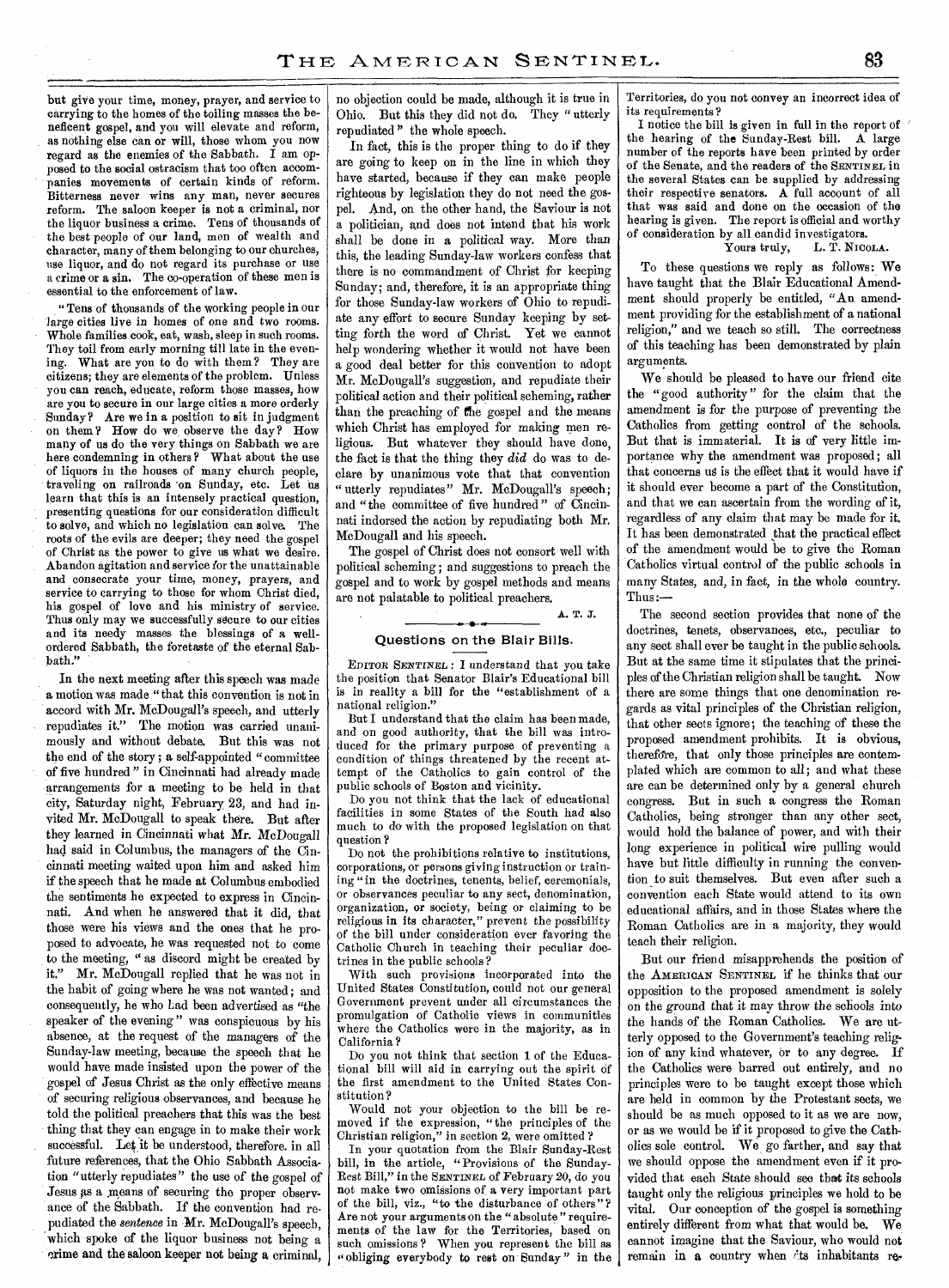but give your time, money, prayer, and service to carrying to the homes of the toiling masses the beneficent gospel, and you will elevate and reform, as nothing else can or will, those whom you now regard as the enemies of the Sabbath. I am opposed to the social ostracism that too often accompanies movements of certain kinds of reform. Bitterness never wins any man, never secures reform. The saloon keeper is not a criminal, nor the liquor business a crime. Tens of thousands of the best people of our land, men of wealth and character, many of them belonging to our churches, use liquor, and do not regard its purchase or use a crime or a sin. The co-operation of these men is essential to the enforcement of law.

"Tens of thousands of the working people in our large cities live in homes of one and two rooms. Whole families cook, eat, wash, sleep in such rooms. They toil from early morning till late in the evening. What are you to do with them? They are citizens; they are elements of the problem. Unless you can reach, educate, reform those masses, how are you to secure in our large cities a more orderly Sunday? Are we in a position to sit in judgment on them? How do we observe the day? How many of us do the very things on Sabbath we are here condemning in others? What about the use of liquors in the houses of many church people, traveling on railroads on Sunday, etc. Let us learn that this is an intensely practical question, presenting questions for our consideration difficult to solve, and which no legislation can solve. The roots of the evils are deeper; they need the gospel of Christ as the power to give us what we desire. Abandon agitation and service for the unattainable and consecrate your time, money, prayers, and service to carrying to those for whom Christ died, his gospel of love and his ministry of service. Thus only may we successfully secure to our cities and its needy masses the blessings of a well-ordered Sabbath, the foretaste of the eternal Sabbath."

In the next meeting after this speech was made a motion was made "that this convention is not in accord with Mr. McDougall's speech, and utterly repudiates it." The motion was carried unanimously and without debate. But this was not the end of the story; a self-appointed "committee of five hundred" in Cincinnati had already made arrangements for a meeting to be held in that city, Saturday night, February 23, and had invited Mr. McDougall to speak there. But after they learned in Cincinnati what Mr. McDougall had said in Columbus, the managers of the Cincinnati meeting waited upon him and asked him if the speech that he made at Columbus embodied the sentiments he expected to express in Cincinnati. And when he answered that it did, that those were his views and the ones that he proposed to advocate, he was requested not to come to the meeting, "as discord might be created by it." Mr. McDougall replied that he was not in the habit of going where he was not wanted; and consequently, he who had been advertised as "the speaker of the evening" was conspicuous by his absence, at the request of the managers of the Sunday-law meeting, because the speech that he would have made insisted upon the power of the gospel of Jesus Christ as the only effective means of securing religious observances, and because he told the political preachers that this was the best thing that they can engage in to make their work successful. Let it be understood, therefore, in all future references, that the Ohio Sabbath Association "utterly repudiates" the use of the gospel of Jesus as a means of securing the proper observance of the Sabbath. If the convention had repudiated the *sentence* in Mr. McDougall's speech, which spoke of the liquor business not being a crime and the saloon keeper not being a criminal, no objection could be made, although it is true in Ohio. But this they did not do. They "utterly repudiated" the whole speech.

In fact, this is the proper thing to do if they are going to keep on in the line in which they have started, because if they can make people righteous by legislation they do not need the gospel. And, on the other hand, the Saviour is not a politician, and does not intend that his work shall be done in a political way. More than this, the leading Sunday-law workers confess that there is no commandment of Christ for keeping Sunday; and, therefore, it is an appropriate thing for those Sunday-law workers of Ohio to repudiate any effort to secure Sunday keeping by setting forth the word of Christ. Yet we cannot help wondering whether it would not have been a good deal better for this convention to adopt Mr. McDougall's suggestion, and repudiate their political action and their political scheming, rather than the preaching of the gospel and the means which Christ has employed for making men religious. But whatever they should have done, the fact is that the thing they *did* do was to declare by unanimous vote that that convention "utterly repudiates" Mr. McDougall's speech; and "the committee of five hundred" of Cincinnati indorsed the action by repudiating both Mr. McDougall and his speech.

The gospel of Christ does not consort well with political scheming; and suggestions to preach the gospel and to work by gospel methods and means are not palatable to political preachers.

A. T. J.

## Questions on the Blair Bills.

EDITOR SENTINEL: I understand that you take the position that Senator Blair's Educational bill is in reality a bill for the "establishment of a national religion."

But I understand that the claim has been made, and on good authority, that the bill was introduced for the primary purpose of preventing a condition of things threatened by the recent attempt of the Catholics to gain control of the public schools of Boston and vicinity.

Do you not think that the lack of educational facilities in some States of the South had also much to do with the proposed legislation on that question?

Do not the prohibitions relative to institutions, corporations, or persons giving instruction or training "in the doctrines, tenents, belief, ceremonials, or observances peculiar to any sect, denomination, organization, or society, being or claiming to be religious in its character," prevent the possibility of the bill under consideration ever favoring the Catholic Church in teaching their peculiar doctrines in the public schools?

With such provisions incorporated into the United States Constitution, could not our general Government prevent under all circumstances the promulgation of Catholic views in communities where the Catholics were in the majority, as in California?

Do you not think that section 1 of the Educational bill will aid in carrying out the spirit of the first amendment to the United States Constitution?

Would not your objection to the bill be removed if the expression, "the principles of the Christian religion," in section 2, were omitted?

In your quotation from the Blair Sunday-Rest bill, in the article, "Provisions of the Sunday-Rest Bill," in the SENTINEL of February 20, do you not make two omissions of a very important part of the bill, viz., "to the disturbance of others"? Are not your arguments on the "absolute" requirements of the law for the Territories, based on such omissions? When you represent the bill as "obliging everybody to rest on Sunday" in the Territories, do you not convey an incorrect idea of its requirements?

I notice the bill is given in full in the report of the hearing of the Sunday-Rest bill. A large number of the reports have been printed by order of the Senate, and the readers of the SENTINEL in the several States can be supplied by addressing their respective senators. A full account of all that was said and done on the occasion of the hearing is given. The report is official and worthy of consideration by all candid investigators.

Yours truly, L. T. NICOLA.

To these questions we reply as follows: We have taught that the Blair Educational Amendment should properly be entitled, "An amendment providing for the establishment of a national religion," and we teach so still. The correctness of this teaching has been demonstrated by plain arguments.

We should be pleased to have our friend cite the "good authority" for the claim that the amendment is for the purpose of preventing the Catholics from getting control of the schools. But that is immaterial. It is of very little importance why the amendment was proposed; all that concerns us is the effect that it would have if it should ever become a part of the Constitution, and that we can ascertain from the wording of it, regardless of any claim that may be made for it. It has been demonstrated that the practical effect of the amendment would be to give the Roman Catholics virtual control of the public schools in many States, and, in fact, in the whole country. Thus:—

The second section provides that none of the doctrines, tenets, observances, etc., peculiar to any sect shall ever be taught in the public schools. But at the same time it stipulates that the principles of the Christian religion shall be taught. Now there are some things that one denomination regards as vital principles of the Christian religion, that other sects ignore; the teaching of these the proposed amendment prohibits. It is obvious, therefore, that only those principles are contemplated which are common to all; and what these are can be determined only by a general church congress. But in such a congress the Roman Catholics, being stronger than any other sect, would hold the balance of power, and with their long experience in political wire pulling would have but little difficulty in running the convention to suit themselves. But even after such a convention each State would attend to its own educational affairs, and in those States where the Roman Catholics are in a majority, they would teach their religion.

But our friend misapprehends the position of the AMERICAN SENTINEL if he thinks that our opposition to the proposed amendment is solely on the ground that it may throw the schools into the hands of the Roman Catholics. We are utterly opposed to the Government's teaching religion of any kind whatever, or to any degree. If the Catholics were barred out entirely, and no principles were to be taught except those which are held in common by the Protestant sects, we should be as much opposed to it as we are now, or as we would be if it proposed to give the Catholics sole control. We go farther, and say that we should oppose the amendment even if it provided that each State should see that its schools taught only the religious principles we hold to be vital. Our conception of the gospel is something entirely different from what that would be. We cannot imagine that the Saviour, who would not remain in a country when its inhabitants re-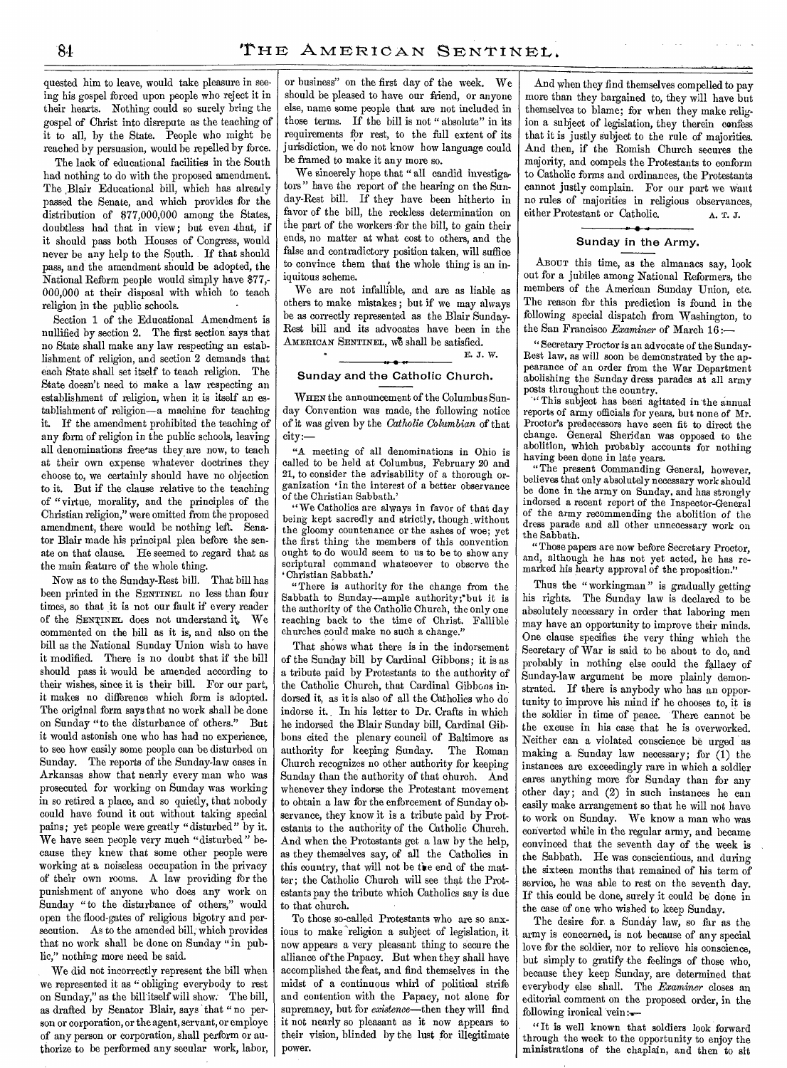quested him to leave, would take pleasure in seeing his gospel forced upon people who reject it in their hearts. Nothing could so surely bring the gospel of Christ into disrepute as the teaching of it to all, by the State. People who might be reached by persuasion, would be repelled by force.

The lack of educational facilities in the South had nothing to do with the proposed amendment. The Blair Educational bill, which has already passed the Senate, and which provides for the distribution of $77,000,000 among the States, doubtless had that in view; but even that, if it should pass both Houses of Congress, would never be any help to the South. If that should pass, and the amendment should be adopted, the National Reform people would simply have $77,-000,000 at their disposal with which to teach religion in the public schools.

Section 1 of the Educational Amendment is nullified by section 2. The first section says that no State shall make any law respecting an establishment of religion, and section 2 demands that each State shall set itself to teach religion. The State doesn't need to make a law respecting an establishment of religion, when it is itself an establishment of religion—a machine for teaching it. If the amendment prohibited the teaching of any form of religion in the public schools, leaving all denominations free as they are now, to teach at their own expense whatever doctrines they choose to, we certainly should have no objection to it. But if the clause relative to the teaching of "virtue, morality, and the principles of the Christian religion," were omitted from the proposed amendment, there would be nothing left. Senator Blair made his principal plea before the senate on that clause. He seemed to regard that as the main feature of the whole thing.

Now as to the Sunday-Rest bill. That bill has been printed in the SENTINEL no less than four times, so that it is not our fault if every reader of the SENTINEL does not understand it. We commented on the bill as it is, and also on the bill as the National Sunday Union wish to have it modified. There is no doubt that if the bill should pass it would be amended according to their wishes, since it is their bill. For our part, it makes no difference which form is adopted. The original form says that no work shall be done on Sunday "to the disturbance of others." But it would astonish one who has had no experience, to see how easily some people can be disturbed on Sunday. The reports of the Sunday-law cases in Arkansas show that nearly every man who was prosecuted for working on Sunday was working in so retired a place, and so quietly, that nobody could have found it out without taking special pains; yet people were greatly "disturbed" by it. We have seen people very much "disturbed" because they knew that some other people were working at a noiseless occupation in the privacy of their own rooms. A law providing for the punishment of anyone who does any work on Sunday "to the disturbance of others," would open the flood-gates of religious bigotry and persecution. As to the amended bill, which provides that no work shall be done on Sunday "in public," nothing more need be said.

We did not incorrectly represent the bill when we represented it as "obliging everybody to rest on Sunday," as the bill itself will show. The bill, as drafted by Senator Blair, says that "no person or corporation, or the agent, servant, or employe of any person or corporation, shall perform or authorize to be performed any secular work, labor, or business" on the first day of the week. We should be pleased to have our friend, or anyone else, name some people that are not included in those terms. If the bill is not "absolute" in its requirements for rest, to the full extent of its jurisdiction, we do not know how language could be framed to make it any more so.

We sincerely hope that "all candid investigators" have the report of the hearing on the Sunday-Rest bill. If they have been hitherto in favor of the bill, the reckless determination on the part of the workers for the bill, to gain their ends, no matter at what cost to others, and the false and contradictory position taken, will suffice to convince them that the whole thing is an iniquitous scheme.

We are not infallible, and are as liable as others to make mistakes; but if we may always be as correctly represented as the Blair Sunday-Rest bill and its advocates have been in the AMERICAN SENTINEL, we shall be satisfied.

E. J. W.

## Sunday and the Catholic Church.

WHEN the announcement of the Columbus Sunday Convention was made, the following notice of it was given by the *Catholic Columbian* of that city:—

"A meeting of all denominations in Ohio is called to be held at Columbus, February 20 and 21, to consider the advisability of a thorough organization 'in the interest of a better observance of the Christian Sabbath.'

"We Catholics are always in favor of that day being kept sacredly and strictly, though without the gloomy countenance or the ashes of woe; yet the first thing the members of this convention ought to do would seem to us to be to show any scriptural command whatsoever to observe the 'Christian Sabbath.'

"There is authority for the change from the Sabbath to Sunday—ample authority; but it is the authority of the Catholic Church, the only one reaching back to the time of Christ. Fallible churches could make no such a change."

That shows what there is in the indorsement of the Sunday bill by Cardinal Gibbons; it is as a tribute paid by Protestants to the authority of the Catholic Church, that Cardinal Gibbons indorsed it, as it is also of all the Catholics who do indorse it. In his letter to Dr. Crafts in which he indorsed the Blair Sunday bill, Cardinal Gibbons cited the plenary council of Baltimore as authority for keeping Sunday. The Roman Church recognizes no other authority for keeping Sunday than the authority of that church. And whenever they indorse the Protestant movement to obtain a law for the enforcement of Sunday observance, they know it is a tribute paid by Protestants to the authority of the Catholic Church. And when the Protestants get a law by the help, as they themselves say, of all the Catholics in this country, that will not be the end of the matter; the Catholic Church will see that the Protestants pay the tribute which Catholics say is due to that church.

To those so-called Protestants who are so anxious to make religion a subject of legislation, it now appears a very pleasant thing to secure the alliance of the Papacy. But when they shall have accomplished the feat, and find themselves in the midst of a continuous whirl of political strife and contention with the Papacy, not alone for supremacy, but for *existence*—then they will find it not nearly so pleasant as it now appears to their vision, blinded by the lust for illegitimate power.

And when they find themselves compelled to pay more than they bargained to, they will have but themselves to blame; for when they make religion a subject of legislation, they therein confess that it is justly subject to the rule of majorities. And then, if the Romish Church secures the majority, and compels the Protestants to conform to Catholic forms and ordinances, the Protestants cannot justly complain. For our part we want no rules of majorities in religious observances, either Protestant or Catholic.

A. T. J.

## Sunday in the Army.

ABOUT this time, as the almanacs say, look out for a jubilee among National Reformers, the members of the American Sunday Union, etc. The reason for this prediction is found in the following special dispatch from Washington, to the San Francisco *Examiner* of March 16:—

"Secretary Proctor is an advocate of the Sunday-Rest law, as will soon be demonstrated by the appearance of an order from the War Department abolishing the Sunday dress parades at all army posts throughout the country.

"This subject has been agitated in the annual reports of army officials for years, but none of Mr. Proctor's predecessors have seen fit to direct the change. General Sheridan was opposed to the abolition, which probably accounts for nothing having been done in late years.

"The present Commanding General, however, believes that only absolutely necessary work should be done in the army on Sunday, and has strongly indorsed a recent report of the Inspector-General of the army recommending the abolition of the dress parade and all other unnecessary work on the Sabbath.

"Those papers are now before Secretary Proctor, and, although he has not yet acted, he has remarked his hearty approval of the proposition."

Thus the "workingman" is gradually getting his rights. The Sunday law is declared to be absolutely necessary in order that laboring men may have an opportunity to improve their minds. One clause specifies the very thing which the Secretary of War is said to be about to do, and probably in nothing else could the fallacy of Sunday-law argument be more plainly demonstrated. If there is anybody who has an opportunity to improve his mind if he chooses to, it is the soldier in time of peace. There cannot be the excuse in his case that he is overworked. Neither can a violated conscience be urged as making a Sunday law necessary; for (1) the instances are exceedingly rare in which a soldier cares anything more for Sunday than for any other day; and (2) in such instances he can easily make arrangement so that he will not have to work on Sunday. We know a man who was converted while in the regular army, and became convinced that the seventh day of the week is the Sabbath. He was conscientious, and during the sixteen months that remained of his term of service, he was able to rest on the seventh day. If this could be done, surely it could be done in the case of one who wished to keep Sunday.

The desire for a Sunday law, so far as the army is concerned, is not because of any special love for the soldier, nor to relieve his conscience, but simply to gratify the feelings of those who, because they keep Sunday, are determined that everybody else shall. The *Examiner* closes an editorial comment on the proposed order, in the following ironical vein:—

"It is well known that soldiers look forward through the week to the opportunity to enjoy the ministrations of the chaplain, and then to sit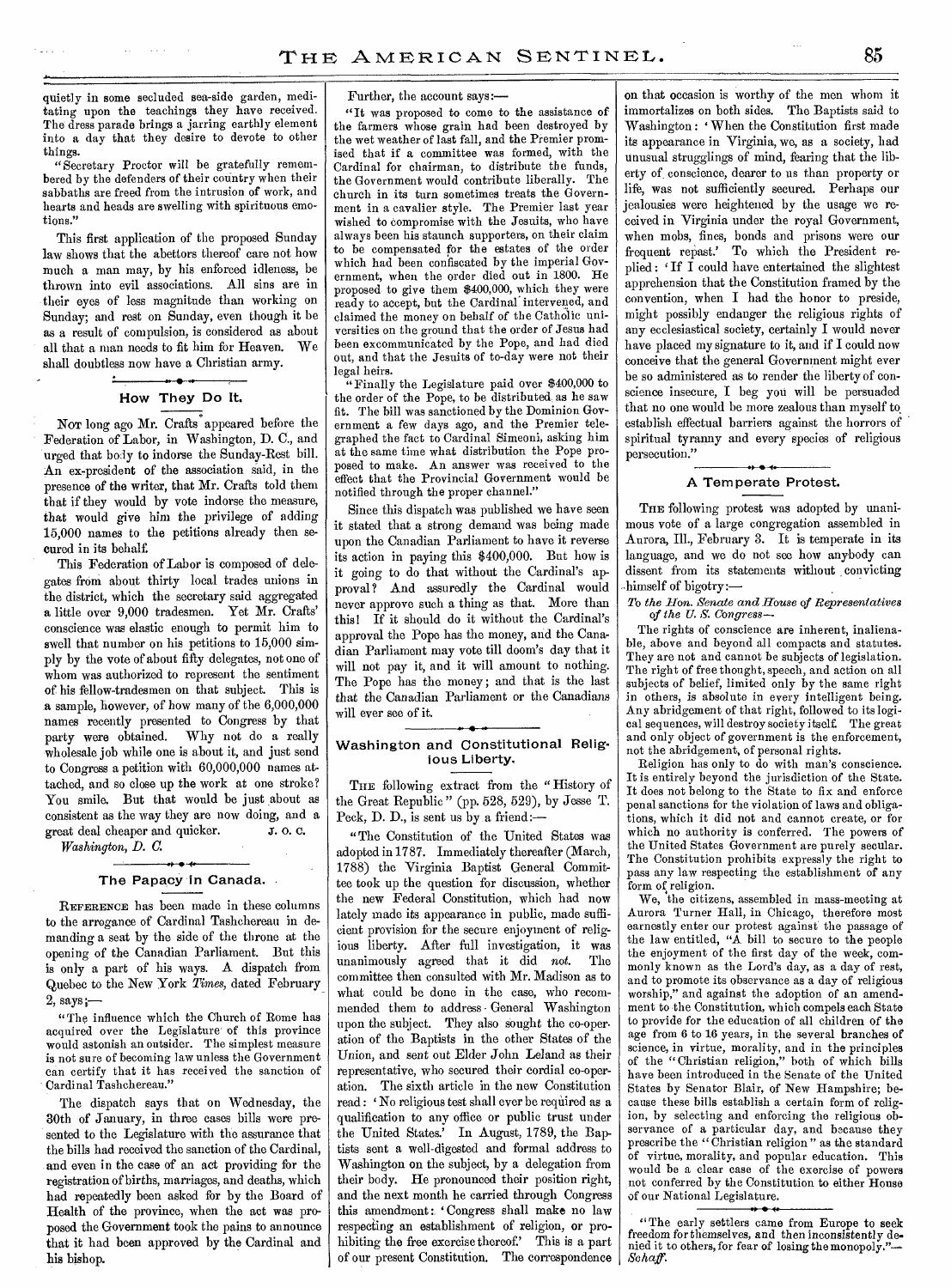quietly in some secluded sea-side garden, meditating upon the teachings they have received. The dress parade brings a jarring earthly element into a day that they desire to devote to other things.

"Secretary Proctor will be gratefully remembered by the defenders of their country when their sabbaths are freed from the intrusion of work, and hearts and heads are swelling with spirituous emotions."

This first application of the proposed Sunday law shows that the abettors thereof care not how much a man may, by his enforced idleness, be thrown into evil associations. All sins are in their eyes of less magnitude than working on Sunday; and rest on Sunday, even though it be as a result of compulsion, is considered as about all that a man needs to fit him for Heaven. We shall doubtless now have a Christian army.

## How They Do It.

Not long ago Mr. Crafts appeared before the Federation of Labor, in Washington, D. C., and urged that body to indorse the Sunday-Rest bill. An ex-president of the association said, in the presence of the writer, that Mr. Crafts told them that if they would by vote indorse the measure, that would give him the privilege of adding 15,000 names to the petitions already then secured in its behalf.

This Federation of Labor is composed of delegates from about thirty local trades unions in the district, which the secretary said aggregated a little over 9,000 tradesmen. Yet Mr. Crafts' conscience was elastic enough to permit him to swell that number on his petitions to 15,000 simply by the vote of about fifty delegates, not one of whom was authorized to represent the sentiment of his fellow-tradesmen on that subject. This is a sample, however, of how many of the 6,000,000 names recently presented to Congress by that party were obtained. Why not do a really wholesale job while one is about it, and just send to Congress a petition with 60,000,000 names attached, and so close up the work at one stroke? You smile. But that would be just about as consistent as the way they are now doing, and a great deal cheaper and quicker. J. O. C.

*Washington, D. C.*

## The Papacy in Canada.

Reference has been made in these columns to the arrogance of Cardinal Tashchereau in demanding a seat by the side of the throne at the opening of the Canadian Parliament. But this is only a part of his ways. A dispatch from Quebec to the New York *Times*, dated February 2, says;—

"The influence which the Church of Rome has acquired over the Legislature of this province would astonish an outsider. The simplest measure is not sure of becoming law unless the Government can certify that it has received the sanction of Cardinal Tashchereau."

The dispatch says that on Wednesday, the 30th of January, in three cases bills were presented to the Legislature with the assurance that the bills had received the sanction of the Cardinal, and even in the case of an act providing for the registration of births, marriages, and deaths, which had repeatedly been asked for by the Board of Health of the province, when the act was proposed the Government took the pains to announce that it had been approved by the Cardinal and his bishop.

Further, the account says:—

"It was proposed to come to the assistance of the farmers whose grain had been destroyed by the wet weather of last fall, and the Premier promised that if a committee was formed, with the Cardinal for chairman, to distribute the funds, the Government would contribute liberally. The church in its turn sometimes treats the Government in a cavalier style. The Premier last year wished to compromise with the Jesuits, who have always been his staunch supporters, on their claim to be compensated for the estates of the order which had been confiscated by the imperial Government, when the order died out in 1800. He proposed to give them $400,000, which they were ready to accept, but the Cardinal intervened, and claimed the money on behalf of the Catholic universities on the ground that the order of Jesus had been excommunicated by the Pope, and had died out, and that the Jesuits of to-day were not their legal heirs.

"Finally the Legislature paid over $400,000 to the order of the Pope, to be distributed as he saw fit. The bill was sanctioned by the Dominion Government a few days ago, and the Premier telegraphed the fact to Cardinal Simeoni, asking him at the same time what distribution the Pope proposed to make. An answer was received to the effect that the Provincial Government would be notified through the proper channel."

Since this dispatch was published we have seen it stated that a strong demand was being made upon the Canadian Parliament to have it reverse its action in paying this $400,000. But how is it going to do that without the Cardinal's approval? And assuredly the Cardinal would never approve such a thing as that. More than this! If it should do it without the Cardinal's approval the Pope has the money, and the Canadian Parliament may vote till doom's day that it will not pay it, and it will amount to nothing. The Pope has the money; and that is the last that the Canadian Parliament or the Canadians will ever see of it.

## Washington and Constitutional Religious Liberty.

The following extract from the "History of the Great Republic" (pp. 528, 529), by Jesse T. Peck, D. D., is sent us by a friend:—

"The Constitution of the United States was adopted in 1787. Immediately thereafter (March, 1788) the Virginia Baptist General Committee took up the question for discussion, whether the new Federal Constitution, which had now lately made its appearance in public, made sufficient provision for the secure enjoyment of religious liberty. After full investigation, it was unanimously agreed that it did *not*. The committee then consulted with Mr. Madison as to what could be done in the case, who recommended them to address General Washington upon the subject. They also sought the co-operation of the Baptists in the other States of the Union, and sent out Elder John Leland as their representative, who secured their cordial co-operation. The sixth article in the new Constitution read: 'No religious test shall ever be required as a qualification to any office or public trust under the United States.' In August, 1789, the Baptists sent a well-digested and formal address to Washington on the subject, by a delegation from their body. He pronounced their position right, and the next month he carried through Congress this amendment: 'Congress shall make no law respecting an establishment of religion, or prohibiting the free exercise thereof.' This is a part of our present Constitution. The correspondence on that occasion is worthy of the men whom it immortalizes on both sides. The Baptists said to Washington: 'When the Constitution first made its appearance in Virginia, we, as a society, had unusual strugglings of mind, fearing that the liberty of conscience, dearer to us than property or life, was not sufficiently secured. Perhaps our jealousies were heightened by the usage we received in Virginia under the royal Government, when mobs, fines, bonds and prisons were our frequent repast.' To which the President replied: 'If I could have entertained the slightest apprehension that the Constitution framed by the convention, when I had the honor to preside, might possibly endanger the religious rights of any ecclesiastical society, certainly I would never have placed my signature to it, and if I could now conceive that the general Government might ever be so administered as to render the liberty of conscience insecure, I beg you will be persuaded that no one would be more zealous than myself to establish effectual barriers against the horrors of spiritual tyranny and every species of religious persecution.'"

## A Temperate Protest.

The following protest was adopted by unanimous vote of a large congregation assembled in Aurora, Ill., February 3. It is temperate in its language, and we do not see how anybody can dissent from its statements without convicting himself of bigotry:—

*To the Hon. Senate and House of Representatives of the U. S. Congress*—

The rights of conscience are inherent, inalienable, above and beyond all compacts and statutes. They are not and cannot be subjects of legislation. The right of free thought, speech, and action on all subjects of belief, limited only by the same right in others, is absolute in every intelligent being. Any abridgement of that right, followed to its logical sequences, will destroy society itself. The great and only object of government is the enforcement, not the abridgement, of personal rights.

Religion has only to do with man's conscience. It is entirely beyond the jurisdiction of the State. It does not belong to the State to fix and enforce penal sanctions for the violation of laws and obligations, which it did not and cannot create, or for which no authority is conferred. The powers of the United States Government are purely secular. The Constitution prohibits expressly the right to pass any law respecting the establishment of any form of religion.

We, the citizens, assembled in mass-meeting at Aurora Turner Hall, in Chicago, therefore most earnestly enter our protest against the passage of the law entitled, "A bill to secure to the people the enjoyment of the first day of the week, commonly known as the Lord's day, as a day of rest, and to promote its observance as a day of religious worship," and against the adoption of an amendment to the Constitution, which compels each State to provide for the education of all children of the age from 6 to 16 years, in the several branches of science, in virtue, morality, and in the principles of the "Christian religion," both of which bills have been introduced in the Senate of the United States by Senator Blair, of New Hampshire; because these bills establish a certain form of religion, by selecting and enforcing the religious observance of a particular day, and because they prescribe the "Christian religion" as the standard of virtue, morality, and popular education. This would be a clear case of the exercise of powers not conferred by the Constitution to either House of our National Legislature.

"The early settlers came from Europe to seek freedom for themselves, and then inconsistently denied it to others, for fear of losing the monopoly."—*Schaff*.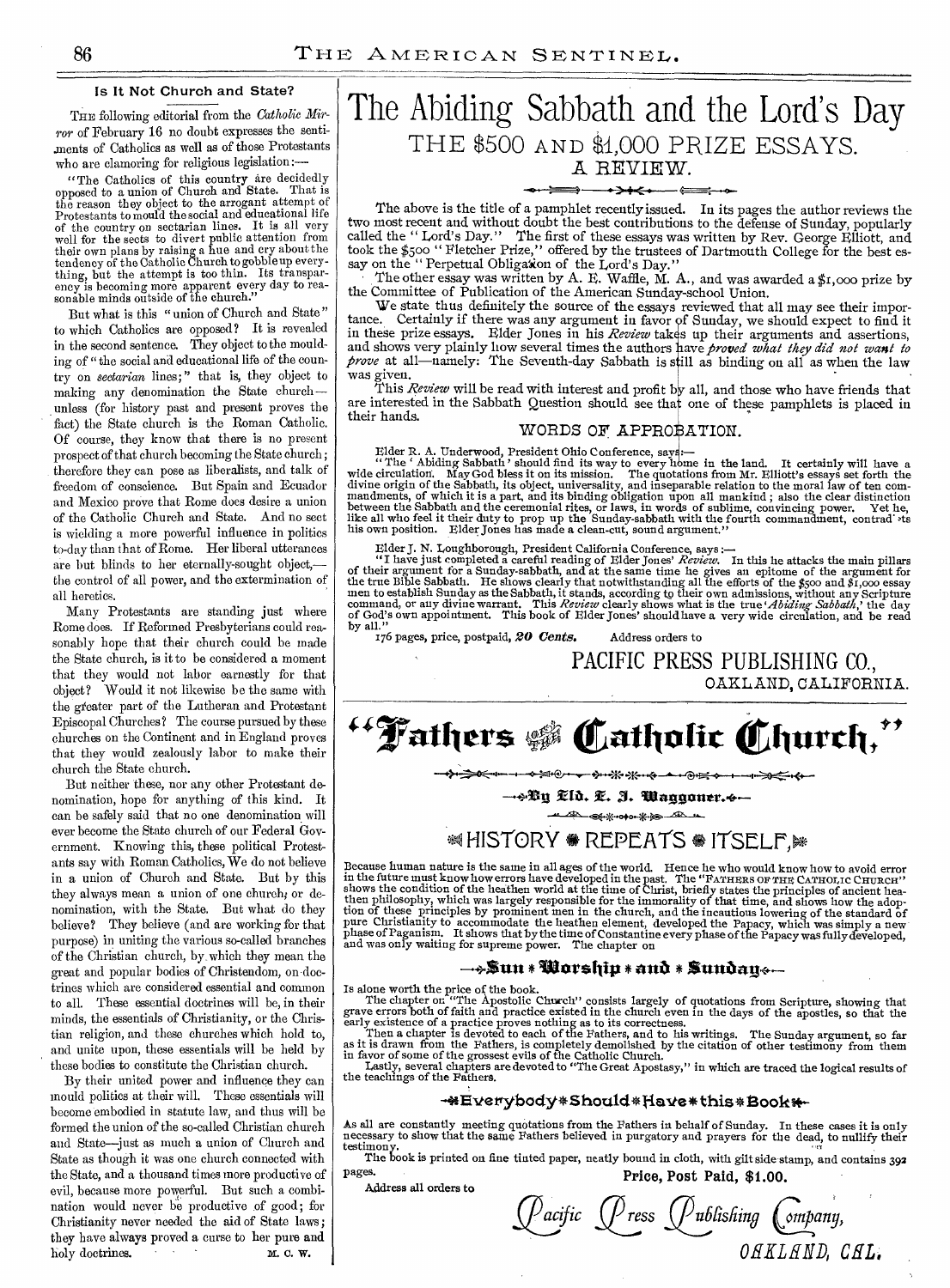## Is It Not Church and State?

THE following editorial from the *Catholic Mirror* of February 16 no doubt expresses the sentiments of Catholics as well as of those Protestants who are clamoring for religious legislation:—

"The Catholics of this country are decidedly opposed to a union of Church and State. That is the reason they object to the arrogant attempt of Protestants to mould the social and educational life of the country on sectarian lines. It is all very well for the sects to divert public attention from their own plans by raising a hue and cry about the tendency of the Catholic Church to gobble up everything, but the attempt is too thin. Its transparency is becoming more apparent every day to reasonable minds outside of the church."

But what is this "union of Church and State" to which Catholics are opposed? It is revealed in the second sentence. They object to the moulding of "the social and educational life of the country on *sectarian* lines;" that is, they object to making any denomination the State church—unless (for history past and present proves the fact) the State church is the Roman Catholic. Of course, they know that there is no present prospect of that church becoming the State church; therefore they can pose as liberalists, and talk of freedom of conscience. But Spain and Ecuador and Mexico prove that Rome does desire a union of the Catholic Church and State. And no sect is wielding a more powerful influence in politics to-day than that of Rome. Her liberal utterances are but blinds to her eternally-sought object,—the control of all power, and the extermination of all heretics.

Many Protestants are standing just where Rome does. If Reformed Presbyterians could reasonably hope that their church could be made the State church, is it to be considered a moment that they would not labor earnestly for that object? Would it not likewise be the same with the greater part of the Lutheran and Protestant Episcopal Churches? The course pursued by these churches on the Continent and in England proves that they would zealously labor to make their church the State church.

But neither these, nor any other Protestant denomination, hope for anything of this kind. It can be safely said that no one denomination will ever become the State church of our Federal Government. Knowing this, these political Protestants say with Roman Catholics, We do not believe in a union of Church and State. But by this they always mean a union of one church, or denomination, with the State. But what do they believe? They believe (and are working for that purpose) in uniting the various so-called branches of the Christian church, by which they mean the great and popular bodies of Christendom, on doctrines which are considered essential and common to all. These essential doctrines will be, in their minds, the essentials of Christianity, or the Christian religion, and these churches which hold to, and unite upon, these essentials will be held by these bodies to constitute the Christian church.

By their united power and influence they can mould politics at their will. These essentials will become embodied in statute law, and thus will be formed the union of the so-called Christian church and State—just as much a union of Church and State as though it was one church connected with the State, and a thousand times more productive of evil, because more powerful. But such a combination would never be productive of good; for Christianity never needed the aid of State laws; they have always proved a curse to her pure and holy doctrines. M. C. W.

# The Abiding Sabbath and the Lord's Day

## THE $500 AND $1,000 PRIZE ESSAYS.

### A REVIEW.

The above is the title of a pamphlet recently issued. In its pages the author reviews the two most recent and without doubt the best contributions to the defense of Sunday, popularly called the "Lord's Day." The first of these essays was written by Rev. George Elliott, and took the $500 "Fletcher Prize," offered by the trustees of Dartmouth College for the best essay on the "Perpetual Obligation of the Lord's Day."

The other essay was written by A. E. Waffle, M. A., and was awarded a $1,000 prize by the Committee of Publication of the American Sunday-school Union.

We state thus definitely the source of the essays reviewed that all may see their importance. Certainly if there was any argument in favor of Sunday, we should expect to find it in these prize essays. Elder Jones in his *Review* takes up their arguments and assertions, and shows very plainly how several times the authors have *proved what they did not want to prove* at all—namely: The Seventh-day Sabbath is still as binding on all as when the law was given.

This *Review* will be read with interest and profit by all, and those who have friends that are interested in the Sabbath Question should see that one of these pamphlets is placed in their hands.

### WORDS OF APPROBATION.

Elder R. A. Underwood, President Ohio Conference, says:—

"The 'Abiding Sabbath' should find its way to every home in the land. It certainly will have a wide circulation. May God bless it on its mission. The quotations from Mr. Elliott's essays set forth the divine origin of the Sabbath, its object, universality, and inseparable relation to the moral law of ten commandments, of which it is a part, and its binding obligation upon all mankind; also the clear distinction between the Sabbath and the ceremonial rites, or laws, in words of sublime, convincing power. Yet he, like all who feel it their duty to prop up the Sunday-sabbath with the fourth commandment, contradicts his own position. Elder Jones has made a clean-cut, sound argument."

Elder J. N. Loughborough, President California Conference, says:—

"I have just completed a careful reading of Elder Jones' *Review*. In this he attacks the main pillars of their argument for a Sunday-sabbath, and at the same time he gives an epitome of the argument for the true Bible Sabbath. He shows clearly that notwithstanding all the efforts of the $500 and $1,000 essay men to establish Sunday as the Sabbath, it stands, according to their own admissions, without any Scripture command, or any divine warrant. This *Review* clearly shows what is the true '*Abiding Sabbath*,' the day of God's own appointment. This book of Elder Jones' should have a very wide circulation, and be read by all."

176 pages, price, postpaid, **20 Cents.** Address orders to

PACIFIC PRESS PUBLISHING CO.,
OAKLAND, CALIFORNIA.

# "Fathers of the Catholic Church,"

**By Eld. E. J. Waggoner.**

## HISTORY REPEATS ITSELF,

Because human nature is the same in all ages of the world. Hence he who would know how to avoid error in the future must know how errors have developed in the past. The "FATHERS OF THE CATHOLIC CHURCH" shows the condition of the heathen world at the time of Christ, briefly states the principles of ancient heathen philosophy, which was largely responsible for the immorality of that time, and shows how the adoption of these principles by prominent men in the church, and the incautious lowering of the standard of pure Christianity to accommodate the heathen element, developed the Papacy, which was simply a new phase of Paganism. It shows that by the time of Constantine every phase of the Papacy was fully developed, and was only waiting for supreme power. The chapter on

### Sun * Worship * and * Sunday

Is alone worth the price of the book.

The chapter on "The Apostolic Church" consists largely of quotations from Scripture, showing that grave errors both of faith and practice existed in the church even in the days of the apostles, so that the early existence of a practice proves nothing as to its correctness.

Then a chapter is devoted to each of the Fathers, and to his writings. The Sunday argument, so far as it is drawn from the Fathers, is completely demolished by the citation of other testimony from them in favor of some of the grossest evils of the Catholic Church.

Lastly, several chapters are devoted to "The Great Apostasy," in which are traced the logical results of the teachings of the Fathers.

### Everybody * Should * Have * this * Book

As all are constantly meeting quotations from the Fathers in behalf of Sunday. In these cases it is only necessary to show that the same Fathers believed in purgatory and prayers for the dead, to nullify their testimony.

The book is printed on fine tinted paper, neatly bound in cloth, with gilt side stamp, and contains 392 pages.

**Price, Post Paid, $1.00.**

Address all orders to

Pacific Press Publishing Company,
OAKLAND, CAL.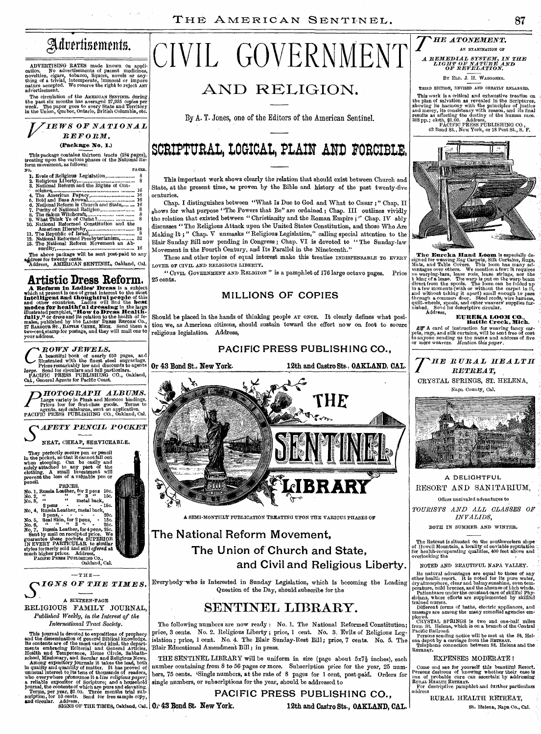# Advertisements.

ADVERTISING RATES made known on application. No advertisements of patent medicines, novelties, cigars, tobacco, liquors, novels or anything of a trivial, intemperate, immoral or impure nature accepted. We reserve the right to reject ANY advertisement.

The circulation of the AMERICAN SENTINEL during the past six months has averaged 27,935 copies per week. The paper goes to every State and Territory in the Union, Quebec, Ontario, British Columbia, etc.

## VIEWS OF NATIONAL REFORM.

**(Package No. 1.)**

This package contains thirteen tracts (184 pages), treating upon the various phases of the National Reform movement, as follows:

| NO. | | PAGES. |
|---|---|---|
| 1. | Evils of Religious Legislation | 8 |
| 2. | Religious Liberty | 8 |
| 3. | National Reform and the Rights of Conscience | 16 |
| 4. | The American Papacy | 16 |
| 5. | Bold and Base Avowal | 16 |
| 6. | National Reform is Church and State | 16 |
| 7. | Purity of National Religion | 8 |
| 8. | The Salem Witchcraft | 8 |
| 9. | What Think Ye of Christ? | 8 |
| 10. | National Reformed Constitution and the American Hierarchy | 24 |
| 11. | The Republic of Israel | 8 |
| 12. | National Reformed Presbyterianism | 32 |
| 13. | The National Reform Movement an Absurdity | 16 |

The above package will be sent post-paid to any address for twenty cents.

Address, AMERICAN SENTINEL, Oakland, Cal.

## Artistic Dress Reform.

**A Reform in Ladies' Dress** is a subject which at present is one of great interest to the most **intelligent and thoughtful people** of this and other countries. Ladies will find the **best modes for healthful dressing** in the large illustrated pamphlet, **"How to Dress Healthfully,"** or dress and its relation to the health of females, published by the LADIES' DRESS REFORM CO., 27 BARBOUR ST., BATTLE CREEK, MICH. Send them a two-cent stamp for postage, and they will mail one to your address.

## CROWN JEWELS.

A beautiful book of nearly 650 pages, and illustrated with the finest steel engravings. Prices remarkably low and discounts to agents *large*. Send for circulars and full particulars.
PACIFIC PRESS PUBLISHING CO., Oakland, Cal., General Agents for Pacific Coast.

## PHOTOGRAPH ALBUMS.

Large variety in Plush and Morocco bindings. Prices low for first-class goods. Terms to agents, and catalogue, sent on application.
PACIFIC PRESS PUBLISHING CO., Oakland, Cal.

## SAFETY PENCIL POCKET

NEAT, CHEAP, SERVICEABLE.

They perfectly secure pen or pencil in the pocket, so that it cannot fall out when stooping. Can be easily and safely attached to any part of the clothing. A small investment will prevent the loss of a valuable pen or pencil.

PRICES.

No. 1, Russia Leather, for 2 pens 10c.
No. 2, " " " 3 " 15c.
No. 3, " " metal back, 2 pens - - - 15c.
No. 4, Russia Leather, metal back, 3 pens, - - - 20c.
No. 5, Seal Skin, for 2 pens, - 15c.
No. 6, " " " 3 " - 25c.
No. 7, Russia Leather, for 4 pens, 25c.

Sent by mail on receipt of price. We guarantee these pockets SUPERIOR IN EVERY PARTICULAR to similar styles formerly sold and still *offered* at much higher prices. Address,
PACIFIC PRESS PUBLISHING CO., Oakland, Cal.

—THE—

## SIGNS OF THE TIMES.

A SIXTEEN-PAGE
RELIGIOUS FAMILY JOURNAL,
*Published Weekly, in the Interest of the International Tract Society.*

This journal is devoted to expositions of prophecy and the dissemination of general Biblical knowledge. Its contents are of the most varied kind, the departments embracing Editorial and General Articles, Health and Temperance, Home Circle, Sabbath-school, Missionary, and Secular and Religious News. Among expository journals it takes the lead, both in quality and quantity of matter. It has proved of unusual interest to its tens of thousands of readers, who everywhere pronounce it a *live religious paper*; a reliable expositor of Scripture; and a household journal, the contents of which are pure and elevating. Terms, per year, $2.00. Three months trial subscription, for 50 cents. Send for free sample copy, and circular. Address,
SIGNS OF THE TIMES, Oakland, Cal.

# CIVIL GOVERNMENT AND RELIGION.

By A. T. Jones, one of the Editors of the American Sentinel.

## SCRIPTURAL, LOGICAL, PLAIN AND FORCIBLE.

This important work shows clearly the relation that should exist between Church and State, at the present time, as proven by the Bible and history of the past twenty-five centuries.

Chap. I distinguishes between "What Is Due to God and What to Cæsar;" Chap. II shows for what purpose "The Powers that Be" are ordained; Chap. III outlines vividly the relation that existed between "Christianity and the Roman Empire;" Chap. IV ably discusses "The Religious Attack upon the United States Constitution, and those Who Are Making It;" Chap. V unmasks "Religious Legislation," calling special attention to the Blair Sunday Bill now pending in Congress; Chap. VI is devoted to "The Sunday-law Movement in the Fourth Century, and Its Parallel in the Nineteenth."

These and other topics of equal interest make this treatise INDISPENSABLE TO EVERY LOVER OF CIVIL AND RELIGIOUS LIBERTY.

"CIVIL GOVERNMENT AND RELIGION" is a pamphlet of 176 large octavo pages. Price 25 cents.

## MILLIONS OF COPIES

Should be placed in the hands of thinking people AT ONCE. It clearly defines what position we, as American citizens, should sustain toward the effort now on foot to secure religious legislation. Address,

PACIFIC PRESS PUBLISHING CO.,

Or 43 Bond St., New York. 12th and Castro Sts., OAKLAND, CAL.

# THE SENTINEL LIBRARY

A SEMI-MONTHLY PUBLICATION TREATING UPON THE VARIOUS PHASES OF

## The National Reform Movement, The Union of Church and State, and Civil and Religious Liberty.

Everybody who is Interested in Sunday Legislation, which is becoming the Leading Question of the Day, should subscribe for the

## SENTINEL LIBRARY.

The following numbers are now ready: No. 1. The National Reformed Constitution; price, 3 cents. No. 2. Religious Liberty; price, 1 cent. No. 3. Evils of Religious Legislation; price, 1 cent. No. 4. The Blair Sunday-Rest Bill; price, 7 cents. No. 5. The Blair Educational Amendment Bill; in press.

THE SENTINEL LIBRARY will be uniform in size (page about 5x7½ inches), each number containing from 8 to 56 pages or more. Subscription price for the year, 25 numbers, 75 cents. Single numbers, at the rate of 8 pages for 1 cent, post-paid. Orders for single numbers, or subscriptions for the year, should be addressed to

PACIFIC PRESS PUBLISHING CO.,

Or 43 Bond St. New York. 12th and Castro Sts., OAKLAND, CAL.

## THE ATONEMENT.

AN EXAMINATION OF
*A REMEDIAL SYSTEM, IN THE LIGHT OF NATURE AND OF REVELATION.*

BY ELD. J. H. WAGGONER.

THIRD EDITION, REVISED AND GREATLY ENLARGED.

This work is a critical and exhaustive treatise on the plan of salvation as revealed in the Scriptures, showing its harmony with the principles of justice and mercy, its consistency with reason, and its final results as affecting the destiny of the human race. 368 pp.; cloth, $1.00. Address,
PACIFIC PRESS PUBLISHING CO.,
43 Bond St., New York, or 18 Post St., S. F.

**The Eureka Hand Loom** is especially designed for weaving Rag Carpets, Silk Curtains, Rugs, Mats, and Table Covers. This loom has many advantages over others. We mention a few: It requires no warping-bars, lease rods, lease strings, nor the knot of a lease. The warp is put on the warp beam direct from the spools. The loom can be folded up in a few moments (with or without the carpet in it, and without taking it apart) small enough to pass through a common door. Steel reeds, wire harness, quill-wheels, spools, and other weavers' supplies furnished. Send for descriptive circular.
Address,
**EUREKA LOOM CO., Battle Creek, Mich.**

A card of instruction for weaving fancy carpets, rugs, and silk curtains, will be sent free of cost to anyone sending us the name and address of five or more weavers. *Mention this paper.*

## THE RURAL HEALTH RETREAT,

CRYSTAL SPRINGS, ST. HELENA,
Napa County, Cal.

A DELIGHTFUL
RESORT AND SANITARIUM,
Offers unrivaled advantages to
*TOURISTS AND ALL CLASSES OF INVALIDS,*
BOTH IN SUMMER AND WINTER.

The Retreat is situated on the southwestern slope of Howell Mountain, a locality of enviable reputation for health-recuperating qualities, 400 feet above and overlooking the

NOTED AND BEAUTIFUL NAPA VALLEY.

Its natural advantages are equal to those of any other health resort. It is noted for its pure water, dry atmosphere, clear and balmy sunshine, even temperature, mild breezes, and the absence of high winds.

Patients are under the constant care of skillful Physicians, whose efforts are supplemented by skillful trained nurses.

Different forms of baths, electric appliances, and massage are among the many remedial agencies employed.

CRYSTAL SPRINGS is two and one-half miles from St. Helena, which is on a branch of the Central Pacific Railroad.

Persons sending notice will be met at the St. Helena depot by a carriage from the RETREAT.

Telephone connection between St. Helena and the RETREAT.

EXPENSES MODERATE!

Come and see for yourself this beautiful Resort. Persons desirous of knowing whether their case is one of probable cure can ascertain by addressing RURAL HEALTH RETREAT.

For descriptive pamphlet and further particulars address

RURAL HEALTH RETREAT,
St. Helena, Napa Co., Cal.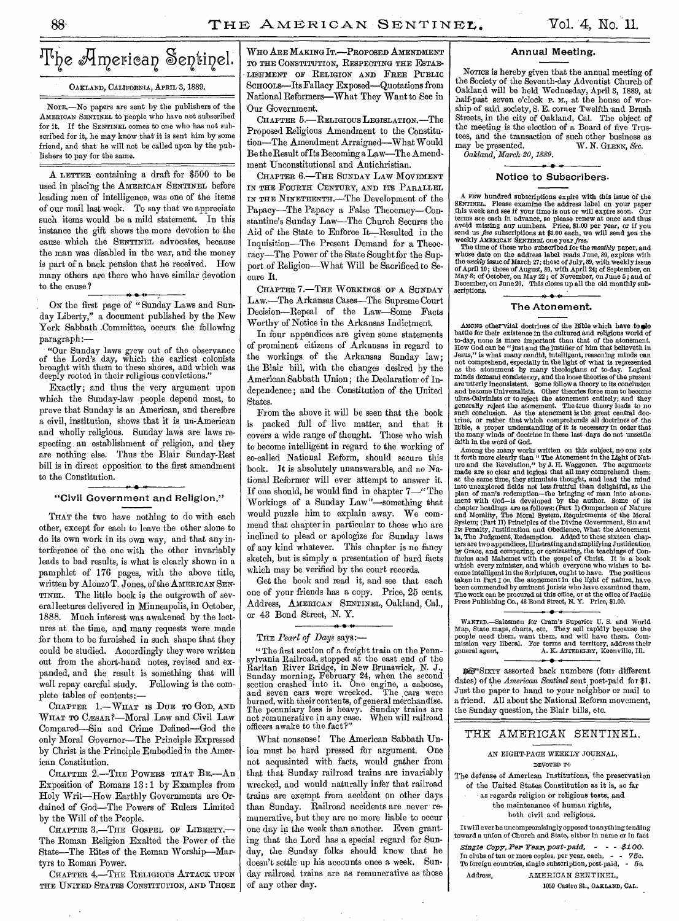# The American Sentinel.

OAKLAND, CALIFORNIA, APRIL 3, 1889.

NOTE.—No papers are sent by the publishers of the AMERICAN SENTINEL to people who have not subscribed for it. If the SENTINEL comes to one who has not subscribed for it, he may know that it is sent him by some friend, and that he will not be called upon by the publishers to pay for the same.

---

A LETTER containing a draft for $500 to be used in placing the AMERICAN SENTINEL before leading men of intelligence, was one of the items of our mail last week. To say that we appreciate such items would be a mild statement. In this instance the gift shows the more devotion to the cause which the SENTINEL advocates, because the man was disabled in the war, and the money is part of a back pension that he received. How many others are there who have similar devotion to the cause?

---

ON the first page of "Sunday Laws and Sunday Liberty," a document published by the New York Sabbath Committee, occurs the following paragraph:—

"Our Sunday laws grew out of the observance of the Lord's day, which the earliest colonists brought with them to these shores, and which was deeply rooted in their religious convictions."

Exactly; and thus the very argument upon which the Sunday-law people depend most, to prove that Sunday is an American, and therefore a civil, institution, shows that it is un-American and wholly religious. Sunday laws are laws respecting an establishment of religion, and they are nothing else. Thus the Blair Sunday-Rest bill is in direct opposition to the first amendment to the Constitution.

## "Civil Government and Religion."

THAT the two have nothing to do with each other, except for each to leave the other alone to do its own work in its own way, and that any interference of the one with the other invariably leads to bad results, is what is clearly shown in a pamphlet of 176 pages, with the above title, written by Alonzo T. Jones, of the AMERICAN SENTINEL. The little book is the outgrowth of several lectures delivered in Minneapolis, in October, 1888. Much interest was awakened by the lectures at the time, and many requests were made for them to be furnished in such shape that they could be studied. Accordingly they were written out from the short-hand notes, revised and expanded, and the result is something that will well repay careful study. Following is the complete tables of contents:—

CHAPTER 1.—WHAT IS DUE TO GOD, AND WHAT TO CÆSAR?—Moral Law and Civil Law Compared—Sin and Crime Defined—God the only Moral Governor—The Principle Expressed by Christ is the Principle Embodied in the American Constitution.

CHAPTER 2.—THE POWERS THAT BE.—An Exposition of Romans 13:1 by Examples from Holy Writ—How Earthly Governments are Ordained of God—The Powers of Rulers Limited by the Will of the People.

CHAPTER 3.—THE GOSPEL OF LIBERTY.—The Roman Religion Exalted the Power of the State—The Rites of the Roman Worship—Martyrs to Roman Power.

CHAPTER 4.—THE RELIGIOUS ATTACK UPON THE UNITED STATES CONSTITUTION, AND THOSE WHO ARE MAKING IT.—PROPOSED AMENDMENT TO THE CONSTITUTION, RESPECTING THE ESTABLISHMENT OF RELIGION AND FREE PUBLIC SCHOOLS—Its Fallacy Exposed—Quotations from National Reformers—What They Want to See in Our Government.

CHAPTER 5.—RELIGIOUS LEGISLATION.—The Proposed Religious Amendment to the Constitution—The Amendment Arraigned—What Would Be the Result of Its Becoming a Law—The Amendment Unconstitutional and Antichristian.

CHAPTER 6.—THE SUNDAY LAW MOVEMENT IN THE FOURTH CENTURY, AND ITS PARALLEL IN THE NINETEENTH.—The Development of the Papacy—The Papacy a False Theocracy—Constantine's Sunday Law—The Church Secures the Aid of the State to Enforce It—Resulted in the Inquisition—The Present Demand for a Theocracy—The Power of the State Sought for the Support of Religion—What Will be Sacrificed to Secure It.

CHAPTER 7.—THE WORKINGS OF A SUNDAY LAW.—The Arkansas Cases—The Supreme Court Decision—Repeal of the Law—Some Facts Worthy of Notice in the Arkansas Indictment.

In four appendices are given some statements of prominent citizens of Arkansas in regard to the workings of the Arkansas Sunday law; the Blair bill, with the changes desired by the American Sabbath Union; the Declaration of Independence; and the Constitution of the United States.

From the above it will be seen that the book is packed full of live matter, and that it covers a wide range of thought. Those who wish to become intelligent in regard to the working of so-called National Reform, should secure this book. It is absolutely unanswerable, and no National Reformer will ever attempt to answer it. If one should, he would find in chapter 7—"The Workings of a Sunday Law"—something that would puzzle him to explain away. We commend that chapter in particular to those who are inclined to plead or apologize for Sunday laws of any kind whatever. This chapter is no fancy sketch, but is simply a presentation of hard facts which may be verified by the court records.

Get the book and read it, and see that each one of your friends has a copy. Price, 25 cents. Address, AMERICAN SENTINEL, Oakland, Cal., or 43 Bond Street, N. Y.

---

THE *Pearl of Days* says:—

"The first section of a freight train on the Pennsylvania Railroad, stopped at the east end of the Raritan River Bridge, in New Brunswick, N. J., Sunday morning, February 24, when the second section crashed into it. One engine, a caboose, and seven cars were wrecked. The cars were burned, with their contents, of general merchandise. The pecuniary loss is heavy. Sunday trains are not remunerative in any case. When will railroad officers awake to the fact?"

What nonsense! The American Sabbath Union must be hard pressed for argument. One not acquainted with facts, would gather from that that Sunday railroad trains are invariably wrecked, and would naturally infer that railroad trains are exempt from accident on other days than Sunday. Railroad accidents are never remunerative, but they are no more liable to occur one day in the week than another. Even granting that the Lord has a special regard for Sunday, the Sunday folks should know that he doesn't settle up his accounts once a week. Sunday railroad trains are as remunerative as those of any other day.

## Annual Meeting.

NOTICE is hereby given that the annual meeting of the Society of the Seventh-day Adventist Church of Oakland will be held Wednesday, April 3, 1889, at half-past seven o'clock P. M., at the house of worship of said society, S. E. corner Twelfth and Brush Streets, in the city of Oakland, Cal. The object of the meeting is the election of a Board of five Trustees, and the transaction of such other business as may be presented. W. N. GLENN, *Sec.*

*Oakland, March 20, 1889.*

## Notice to Subscribers.

A FEW hundred subscriptions expire with this issue of the SENTINEL. Please examine the address label on your paper this week and see if your time is out or will expire soon. Our terms are cash in advance, so please renew at once and thus avoid missing any numbers. Price, $1.00 per year, or if you send us *five* subscriptions at $1.00 each, we will send *you* the weekly AMERICAN SENTINEL one year *free*.

The time of those who subscribed for the *monthly* paper, and whose date on the address label reads June, 89, expires with the *weekly* issue of March 27; those of July, 89, with weekly issue of April 10; those of August, 89, with April 24; of September, on May 8; of October, on May 22; of November, on June 5; and of December, on June 26. This closes up all the old monthly subscriptions.

## The Atonement.

AMONG other vital doctrines of the Bible which have to do battle for their existence in the cultured and religious world of to-day, none is more important than that of the atonement. How God can be "just and the justifier of him that believeth in Jesus," is what many candid, intelligent, reasoning minds can not comprehend, especially in the light of what is represented as the atonement by many theologians of to-day. Logical minds demand consistency, and the loose theories of the present are utterly inconsistent. Some follow a theory to its conclusion and become Universalists. Other theories force men to become ultra-Calvinists or to reject the atonement entirely; and they generally reject the atonement. The true theory leads to no such conclusion. As the atonement is the great central doctrine, or rather that which comprehends all doctrines of the Bible, a proper understanding of it is necessary in order that the many winds of doctrine in these last days do not unsettle faith in the word of God.

Among the many works written on this subject, no one sets it forth more clearly than "The Atonement in the Light of Nature and the Revelation," by J. H. Waggoner. The arguments made are so clear and logical that all may comprehend them; at the same time, they stimulate thought, and lead the mind into unexplored fields not less fruitful than delightful, as the plan of man's redemption—the bringing of man into at-onement with God—is developed by the author. Some of its chapter headings are as follows: (Part I) Comparison of Nature and Morality, The Moral System, Requirements of the Moral System; (Part II) Principles of the Divine Government, Sin and Its Penalty, Justification and Obedience, What the Atonement Is, The Judgment, Redemption. Added to these sixteen chapters are two appendices, illustrating and amplifying Justification by Grace, and comparing, or contrasting, the teachings of Confucius and Mahomet with the gospel of Christ. It is a book which every minister, and which everyone who wishes to become intelligent in the Scriptures, ought to have. The positions taken in Part I on the atonement in the light of nature, have been commended by eminent jurists who have examined them. The work can be procured at this office, or at the office of Pacific Press Publishing Co., 43 Bond Street, N. Y. Price, $1.00.

---

WANTED.—Salesmen for Cram's Superior U. S. and World Map, State maps, charts, etc. They sell rapidly because the people need them, want them, and will have them. Commission very liberal. For terms and territory, address their general agent, A. K. ATTEBERRY, Keenville, Ill.

---

☞ SIXTY assorted back numbers (four different dates) of the *American Sentinel* sent post-paid for $1. Just the paper to hand to your neighbor or mail to a friend. All about the National Reform movement, the Sunday question, the Blair bills, etc.

## THE AMERICAN SENTINEL.

AN EIGHT-PAGE WEEKLY JOURNAL,

DEVOTED TO

The defense of American Institutions, the preservation of the United States Constitution as it is, so far as regards religion or religious tests, and the maintenance of human rights, both civil and religious.

It will ever be uncompromisingly opposed to anything tending toward a union of Church and State, either in name or in fact.

*Single Copy, Per Year, post-paid,* - - - *$1.00.*
In clubs of ten or more copies, per year, each, - - 75c.
To foreign countries, single subscription, post-paid, - 5s.

Address, AMERICAN SENTINEL,
1059 Castro St., OAKLAND, CAL.